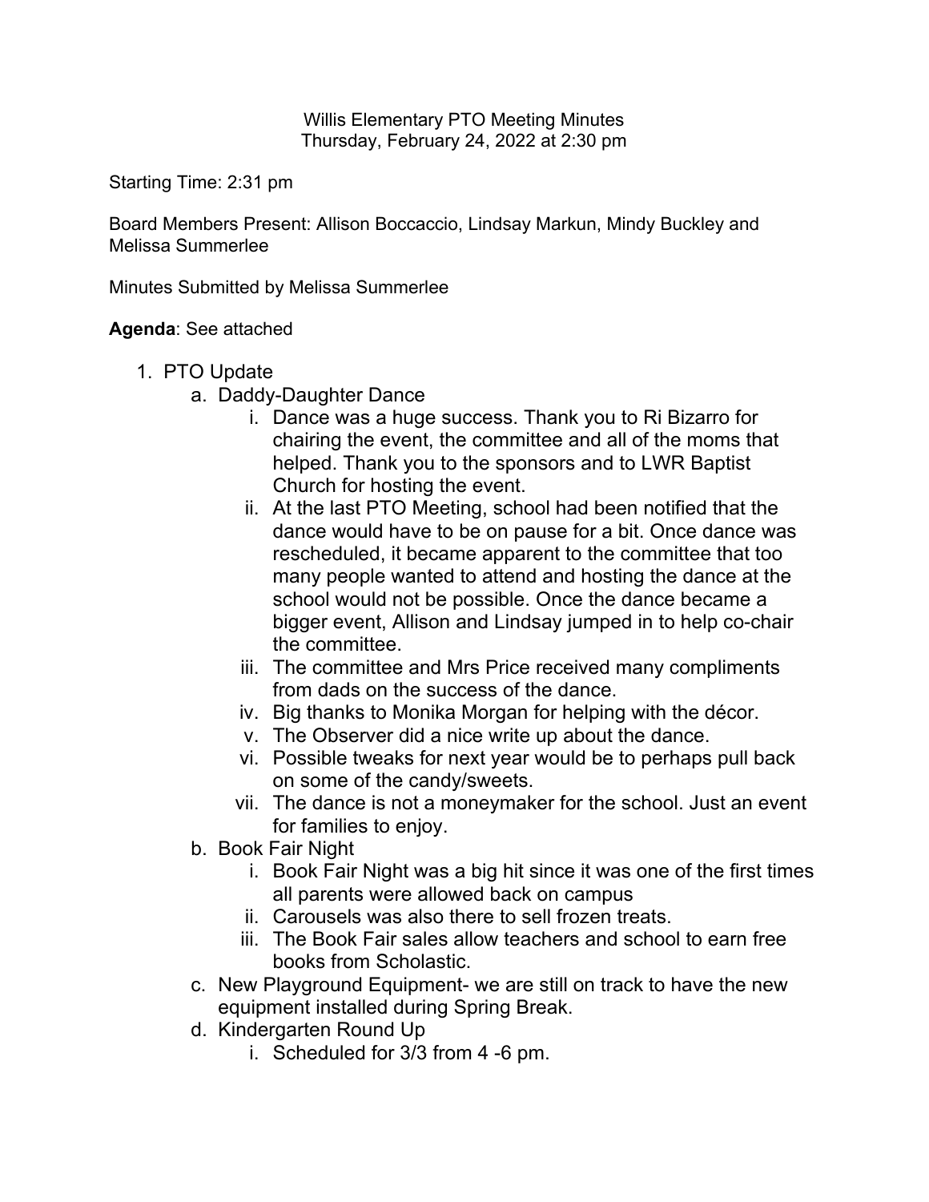Willis Elementary PTO Meeting Minutes
Thursday, February 24, 2022 at 2:30 pm

Starting Time: 2:31 pm

Board Members Present: Allison Boccaccio, Lindsay Markun, Mindy Buckley and Melissa Summerlee

Minutes Submitted by Melissa Summerlee

**Agenda**: See attached

1. PTO Update
    a. Daddy-Daughter Dance
        i. Dance was a huge success. Thank you to Ri Bizarro for chairing the event, the committee and all of the moms that helped. Thank you to the sponsors and to LWR Baptist Church for hosting the event.
        ii. At the last PTO Meeting, school had been notified that the dance would have to be on pause for a bit. Once dance was rescheduled, it became apparent to the committee that too many people wanted to attend and hosting the dance at the school would not be possible. Once the dance became a bigger event, Allison and Lindsay jumped in to help co-chair the committee.
        iii. The committee and Mrs Price received many compliments from dads on the success of the dance.
        iv. Big thanks to Monika Morgan for helping with the décor.
        v. The Observer did a nice write up about the dance.
        vi. Possible tweaks for next year would be to perhaps pull back on some of the candy/sweets.
        vii. The dance is not a moneymaker for the school. Just an event for families to enjoy.
    b. Book Fair Night
        i. Book Fair Night was a big hit since it was one of the first times all parents were allowed back on campus
        ii. Carousels was also there to sell frozen treats.
        iii. The Book Fair sales allow teachers and school to earn free books from Scholastic.
    c. New Playground Equipment- we are still on track to have the new equipment installed during Spring Break.
    d. Kindergarten Round Up
        i. Scheduled for 3/3 from 4 -6 pm.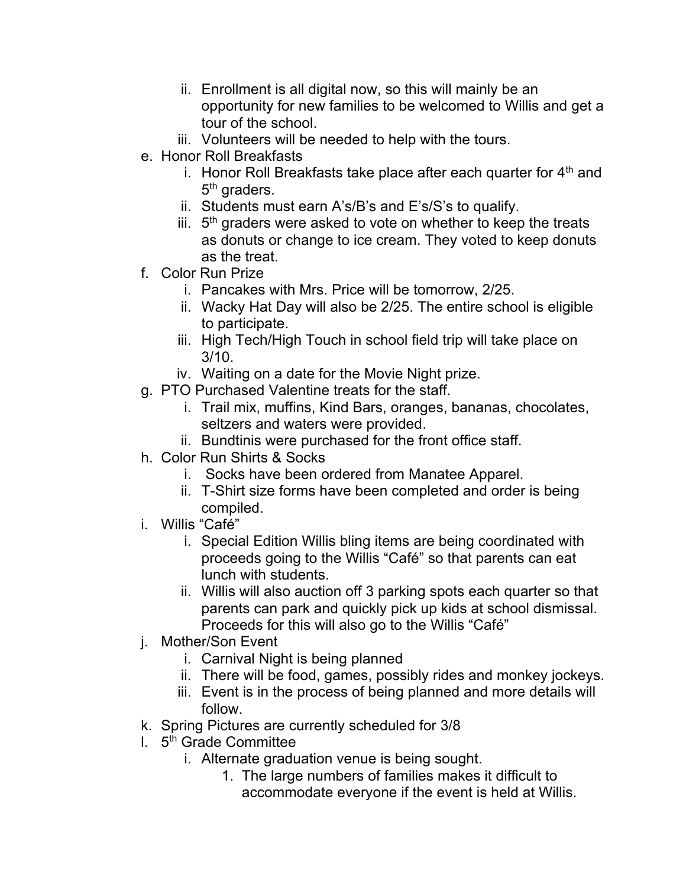- ii. Enrollment is all digital now, so this will mainly be an opportunity for new families to be welcomed to Willis and get a tour of the school.
  - iii. Volunteers will be needed to help with the tours.
- e. Honor Roll Breakfasts
  - i. Honor Roll Breakfasts take place after each quarter for 4th and 5th graders.
  - ii. Students must earn A's/B's and E's/S's to qualify.
  - iii. 5th graders were asked to vote on whether to keep the treats as donuts or change to ice cream. They voted to keep donuts as the treat.
- f. Color Run Prize
  - i. Pancakes with Mrs. Price will be tomorrow, 2/25.
  - ii. Wacky Hat Day will also be 2/25. The entire school is eligible to participate.
  - iii. High Tech/High Touch in school field trip will take place on 3/10.
  - iv. Waiting on a date for the Movie Night prize.
- g. PTO Purchased Valentine treats for the staff.
  - i. Trail mix, muffins, Kind Bars, oranges, bananas, chocolates, seltzers and waters were provided.
  - ii. Bundtinis were purchased for the front office staff.
- h. Color Run Shirts & Socks
  - i. Socks have been ordered from Manatee Apparel.
  - ii. T-Shirt size forms have been completed and order is being compiled.
- i. Willis "Café"
  - i. Special Edition Willis bling items are being coordinated with proceeds going to the Willis "Café" so that parents can eat lunch with students.
  - ii. Willis will also auction off 3 parking spots each quarter so that parents can park and quickly pick up kids at school dismissal. Proceeds for this will also go to the Willis "Café"
- j. Mother/Son Event
  - i. Carnival Night is being planned
  - ii. There will be food, games, possibly rides and monkey jockeys.
  - iii. Event is in the process of being planned and more details will follow.
- k. Spring Pictures are currently scheduled for 3/8
- l. 5th Grade Committee
  - i. Alternate graduation venue is being sought.
    1. The large numbers of families makes it difficult to accommodate everyone if the event is held at Willis.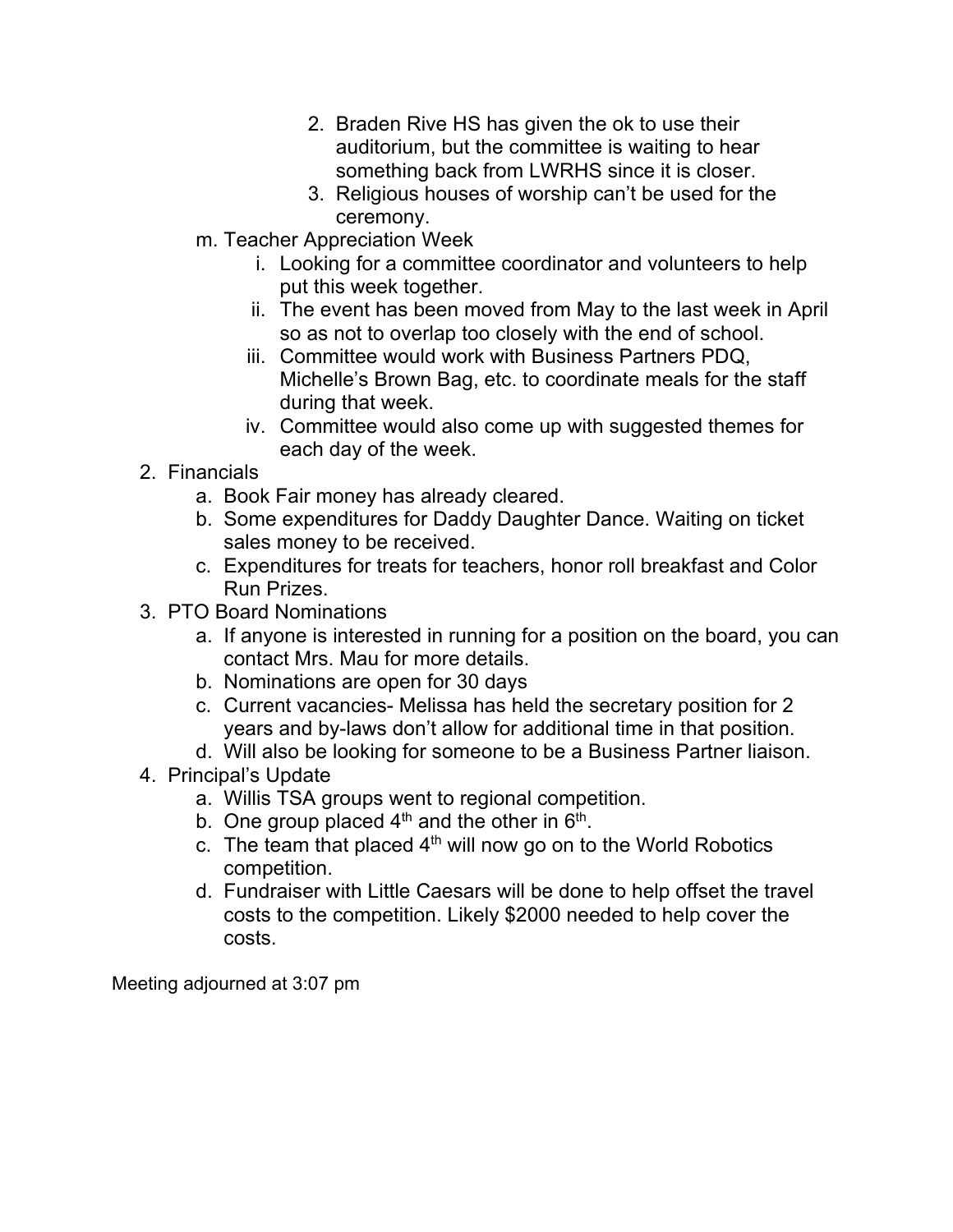2. Braden Rive HS has given the ok to use their auditorium, but the committee is waiting to hear something back from LWRHS since it is closer.
3. Religious houses of worship can't be used for the ceremony.

m. Teacher Appreciation Week
   - i. Looking for a committee coordinator and volunteers to help put this week together.
   - ii. The event has been moved from May to the last week in April so as not to overlap too closely with the end of school.
   - iii. Committee would work with Business Partners PDQ, Michelle's Brown Bag, etc. to coordinate meals for the staff during that week.
   - iv. Committee would also come up with suggested themes for each day of the week.

2. Financials
   - a. Book Fair money has already cleared.
   - b. Some expenditures for Daddy Daughter Dance. Waiting on ticket sales money to be received.
   - c. Expenditures for treats for teachers, honor roll breakfast and Color Run Prizes.
3. PTO Board Nominations
   - a. If anyone is interested in running for a position on the board, you can contact Mrs. Mau for more details.
   - b. Nominations are open for 30 days
   - c. Current vacancies- Melissa has held the secretary position for 2 years and by-laws don't allow for additional time in that position.
   - d. Will also be looking for someone to be a Business Partner liaison.
4. Principal's Update
   - a. Willis TSA groups went to regional competition.
   - b. One group placed 4th and the other in 6th.
   - c. The team that placed 4th will now go on to the World Robotics competition.
   - d. Fundraiser with Little Caesars will be done to help offset the travel costs to the competition. Likely $2000 needed to help cover the costs.

Meeting adjourned at 3:07 pm